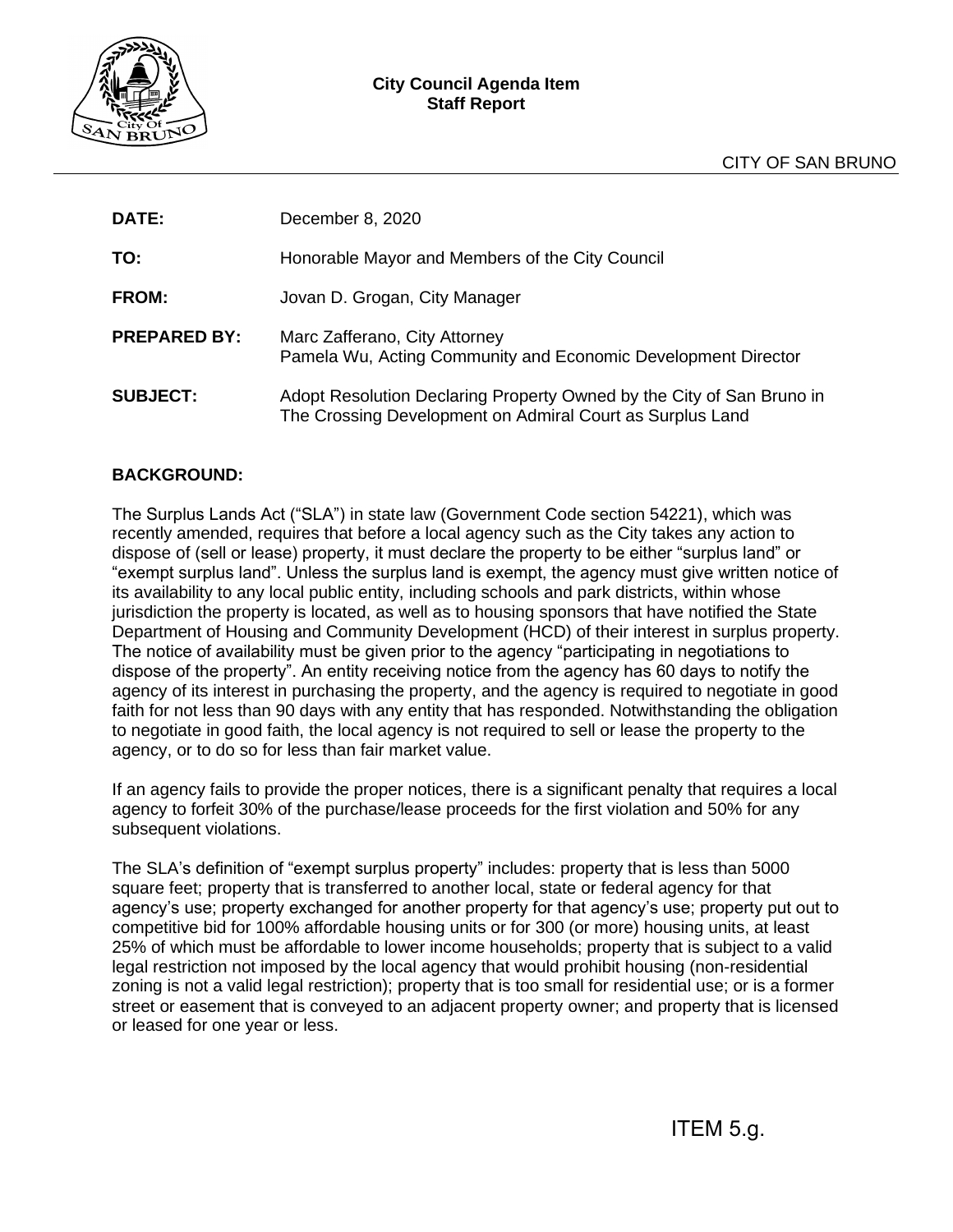**City Council Agenda Item**
**Staff Report**

CITY OF SAN BRUNO

**DATE:** December 8, 2020

**TO:** Honorable Mayor and Members of the City Council

**FROM:** Jovan D. Grogan, City Manager

**PREPARED BY:** Marc Zafferano, City Attorney
Pamela Wu, Acting Community and Economic Development Director

**SUBJECT:** Adopt Resolution Declaring Property Owned by the City of San Bruno in The Crossing Development on Admiral Court as Surplus Land

## BACKGROUND:

The Surplus Lands Act ("SLA") in state law (Government Code section 54221), which was recently amended, requires that before a local agency such as the City takes any action to dispose of (sell or lease) property, it must declare the property to be either "surplus land" or "exempt surplus land". Unless the surplus land is exempt, the agency must give written notice of its availability to any local public entity, including schools and park districts, within whose jurisdiction the property is located, as well as to housing sponsors that have notified the State Department of Housing and Community Development (HCD) of their interest in surplus property. The notice of availability must be given prior to the agency "participating in negotiations to dispose of the property". An entity receiving notice from the agency has 60 days to notify the agency of its interest in purchasing the property, and the agency is required to negotiate in good faith for not less than 90 days with any entity that has responded. Notwithstanding the obligation to negotiate in good faith, the local agency is not required to sell or lease the property to the agency, or to do so for less than fair market value.

If an agency fails to provide the proper notices, there is a significant penalty that requires a local agency to forfeit 30% of the purchase/lease proceeds for the first violation and 50% for any subsequent violations.

The SLA's definition of "exempt surplus property" includes: property that is less than 5000 square feet; property that is transferred to another local, state or federal agency for that agency's use; property exchanged for another property for that agency's use; property put out to competitive bid for 100% affordable housing units or for 300 (or more) housing units, at least 25% of which must be affordable to lower income households; property that is subject to a valid legal restriction not imposed by the local agency that would prohibit housing (non-residential zoning is not a valid legal restriction); property that is too small for residential use; or is a former street or easement that is conveyed to an adjacent property owner; and property that is licensed or leased for one year or less.

ITEM 5.g.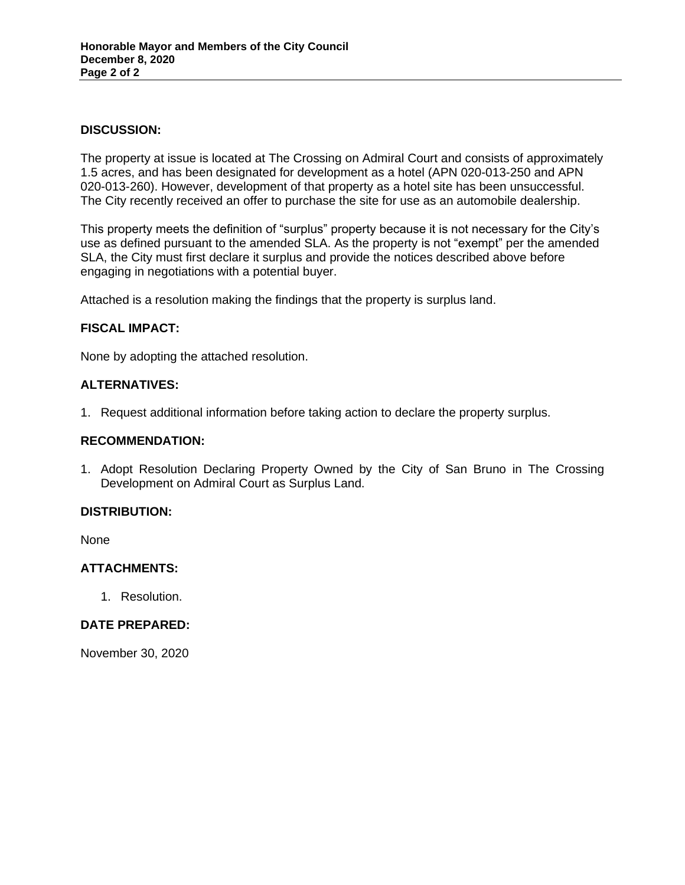## DISCUSSION:

The property at issue is located at The Crossing on Admiral Court and consists of approximately 1.5 acres, and has been designated for development as a hotel (APN 020-013-250 and APN 020-013-260). However, development of that property as a hotel site has been unsuccessful. The City recently received an offer to purchase the site for use as an automobile dealership.

This property meets the definition of "surplus" property because it is not necessary for the City's use as defined pursuant to the amended SLA. As the property is not "exempt" per the amended SLA, the City must first declare it surplus and provide the notices described above before engaging in negotiations with a potential buyer.

Attached is a resolution making the findings that the property is surplus land.

## FISCAL IMPACT:

None by adopting the attached resolution.

## ALTERNATIVES:

1. Request additional information before taking action to declare the property surplus.

## RECOMMENDATION:

1. Adopt Resolution Declaring Property Owned by the City of San Bruno in The Crossing Development on Admiral Court as Surplus Land.

## DISTRIBUTION:

None

## ATTACHMENTS:

1. Resolution.

## DATE PREPARED:

November 30, 2020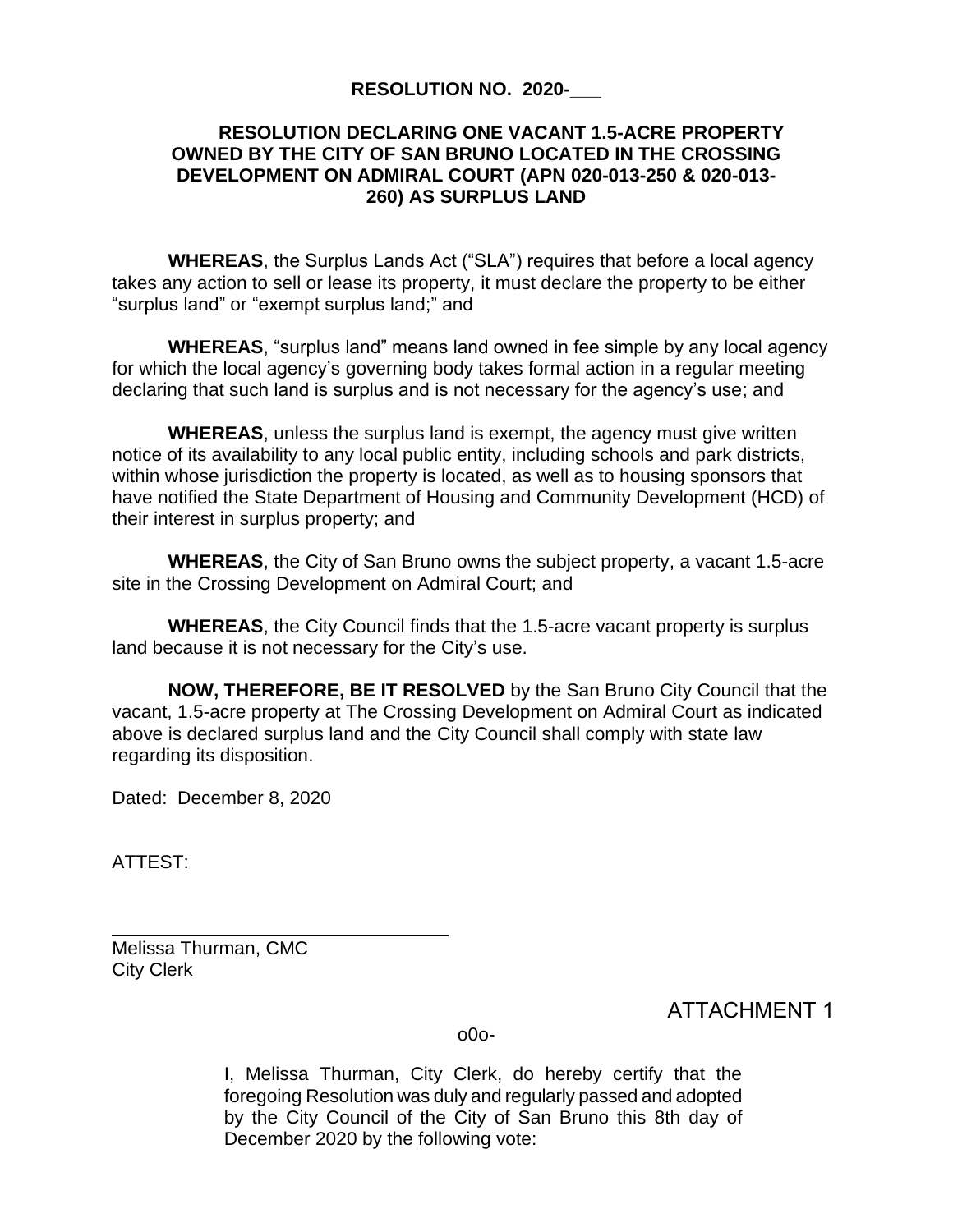**RESOLUTION NO. 2020-___**

**RESOLUTION DECLARING ONE VACANT 1.5-ACRE PROPERTY OWNED BY THE CITY OF SAN BRUNO LOCATED IN THE CROSSING DEVELOPMENT ON ADMIRAL COURT (APN 020-013-250 & 020-013-260) AS SURPLUS LAND**

**WHEREAS**, the Surplus Lands Act ("SLA") requires that before a local agency takes any action to sell or lease its property, it must declare the property to be either "surplus land" or "exempt surplus land;" and

**WHEREAS**, "surplus land" means land owned in fee simple by any local agency for which the local agency's governing body takes formal action in a regular meeting declaring that such land is surplus and is not necessary for the agency's use; and

**WHEREAS**, unless the surplus land is exempt, the agency must give written notice of its availability to any local public entity, including schools and park districts, within whose jurisdiction the property is located, as well as to housing sponsors that have notified the State Department of Housing and Community Development (HCD) of their interest in surplus property; and

**WHEREAS**, the City of San Bruno owns the subject property, a vacant 1.5-acre site in the Crossing Development on Admiral Court; and

**WHEREAS**, the City Council finds that the 1.5-acre vacant property is surplus land because it is not necessary for the City's use.

**NOW, THEREFORE, BE IT RESOLVED** by the San Bruno City Council that the vacant, 1.5-acre property at The Crossing Development on Admiral Court as indicated above is declared surplus land and the City Council shall comply with state law regarding its disposition.

Dated: December 8, 2020

ATTEST:

\_\_\_\_\_\_\_\_\_\_\_\_\_\_\_\_\_\_\_\_\_\_\_\_\_\_\_\_\_\_\_\_\_\_\_

Melissa Thurman, CMC
City Clerk

ATTACHMENT 1

o0o-

I, Melissa Thurman, City Clerk, do hereby certify that the foregoing Resolution was duly and regularly passed and adopted by the City Council of the City of San Bruno this 8th day of December 2020 by the following vote: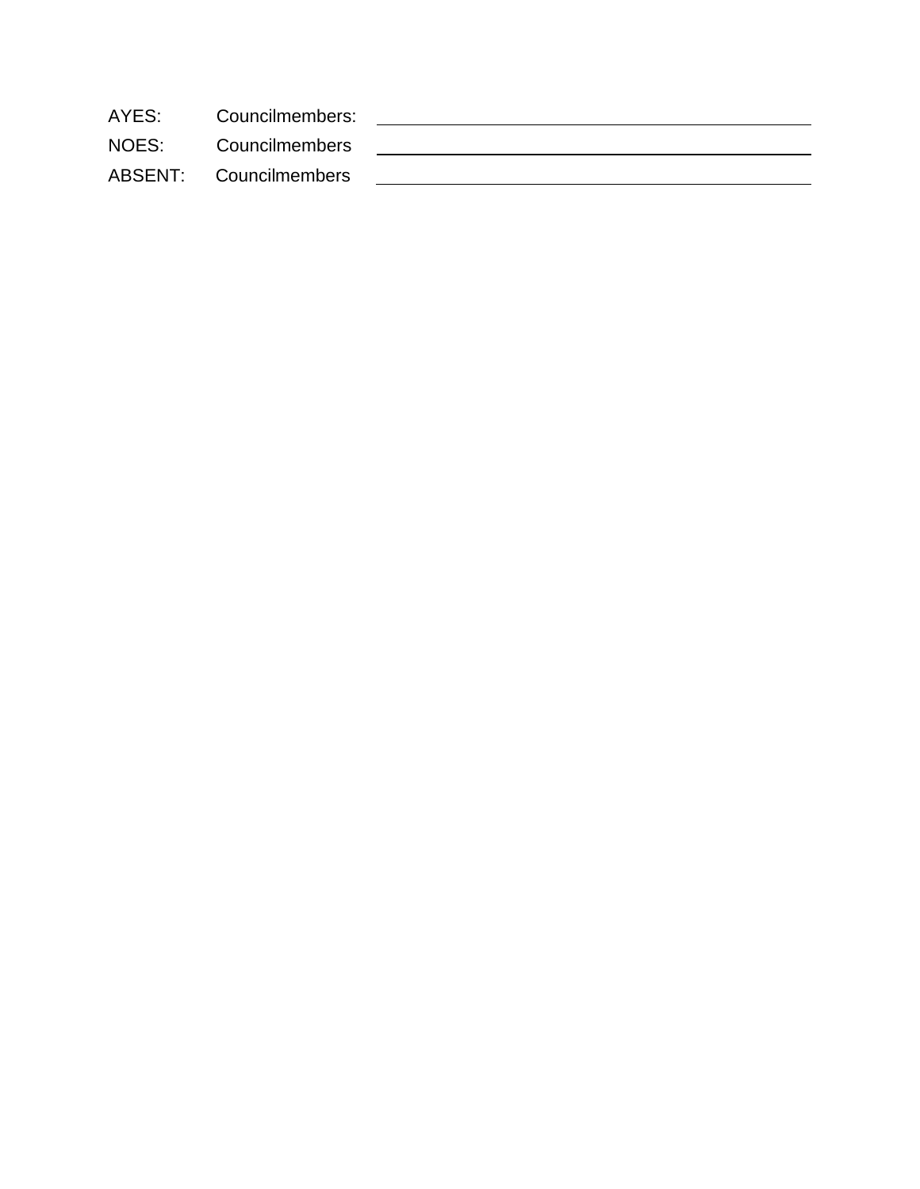AYES: Councilmembers: \_\_\_\_\_\_\_\_\_\_\_\_\_\_\_\_\_\_\_\_\_\_\_\_\_\_\_\_\_\_\_\_\_\_\_\_\_\_\_\_

NOES: Councilmembers \_\_\_\_\_\_\_\_\_\_\_\_\_\_\_\_\_\_\_\_\_\_\_\_\_\_\_\_\_\_\_\_\_\_\_\_\_\_\_\_

ABSENT: Councilmembers \_\_\_\_\_\_\_\_\_\_\_\_\_\_\_\_\_\_\_\_\_\_\_\_\_\_\_\_\_\_\_\_\_\_\_\_\_\_\_\_